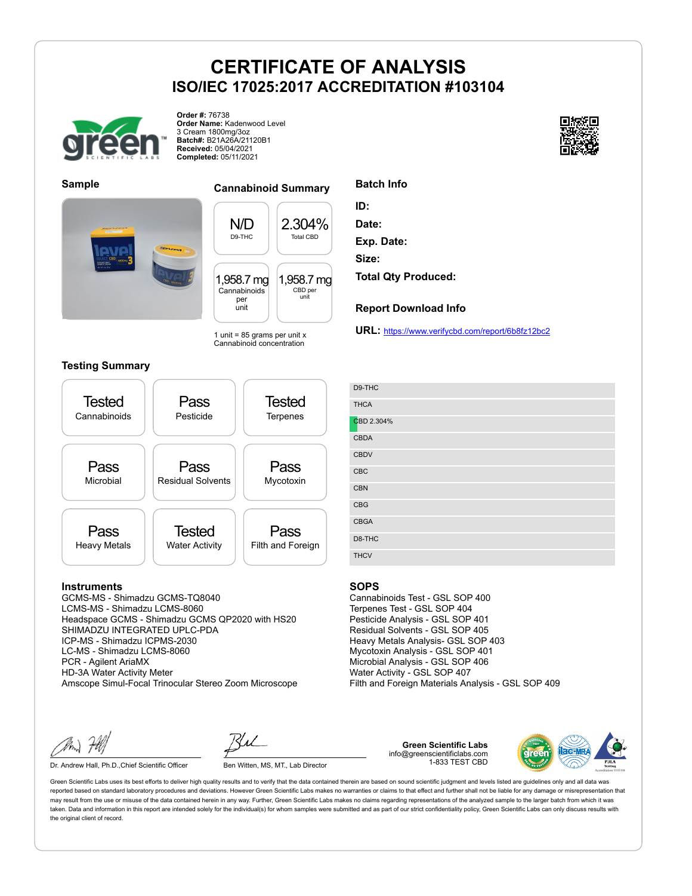# CERTIFICATE OF ANALYSIS

## ISO/IEC 17025:2017 ACCREDITATION #103104

**Order #:** 76738
**Order Name:** Kadenwood Level 3 Cream 1800mg/3oz
**Batch#:** B21A26A/21120B1
**Received:** 05/04/2021
**Completed:** 05/11/2021

### Sample

### Cannabinoid Summary

| N/D | 2.304% |
|---|---|
| D9-THC | Total CBD |

| 1,958.7 mg | 1,958.7 mg |
|---|---|
| Cannabinoids per unit | CBD per unit |

1 unit = 85 grams per unit x Cannabinoid concentration

### Batch Info

**ID:**

**Date:**

**Exp. Date:**

**Size:**

**Total Qty Produced:**

### Report Download Info

**URL:** https://www.verifycbd.com/report/6b8fz12bc2

### Testing Summary

| Tested | Pass | Tested |
|---|---|---|
| Cannabinoids | Pesticide | Terpenes |
| **Pass** | **Pass** | **Pass** |
| Microbial | Residual Solvents | Mycotoxin |
| **Pass** | **Tested** | **Pass** |
| Heavy Metals | Water Activity | Filth and Foreign |

| Cannabinoid |
|---|
| D9-THC |
| THCA |
| CBD 2.304% |
| CBDA |
| CBDV |
| CBC |
| CBN |
| CBG |
| CBGA |
| D8-THC |
| THCV |

### Instruments

GCMS-MS - Shimadzu GCMS-TQ8040
LCMS-MS - Shimadzu LCMS-8060
Headspace GCMS - Shimadzu GCMS QP2020 with HS20
SHIMADZU INTEGRATED UPLC-PDA
ICP-MS - Shimadzu ICPMS-2030
LC-MS - Shimadzu LCMS-8060
PCR - Agilent AriaMX
HD-3A Water Activity Meter
Amscope Simul-Focal Trinocular Stereo Zoom Microscope

### SOPS

Cannabinoids Test - GSL SOP 400
Terpenes Test - GSL SOP 404
Pesticide Analysis - GSL SOP 401
Residual Solvents - GSL SOP 405
Heavy Metals Analysis- GSL SOP 403
Mycotoxin Analysis - GSL SOP 401
Microbial Analysis - GSL SOP 406
Water Activity - GSL SOP 407
Filth and Foreign Materials Analysis - GSL SOP 409

Dr. Andrew Hall, Ph.D.,Chief Scientific Officer

Ben Witten, MS, MT., Lab Director

**Green Scientific Labs**
info@greenscientificlabs.com
1-833 TEST CBD

Green Scientific Labs uses its best efforts to deliver high quality results and to verify that the data contained therein are based on sound scientific judgment and levels listed are guidelines only and all data was reported based on standard laboratory procedures and deviations. However Green Scientific Labs makes no warranties or claims to that effect and further shall not be liable for any damage or misrepresentation that may result from the use or misuse of the data contained herein in any way. Further, Green Scientific Labs makes no claims regarding representations of the analyzed sample to the larger batch from which it was taken. Data and information in this report are intended solely for the individual(s) for whom samples were submitted and as part of our strict confidentiality policy, Green Scientific Labs can only discuss results with the original client of record.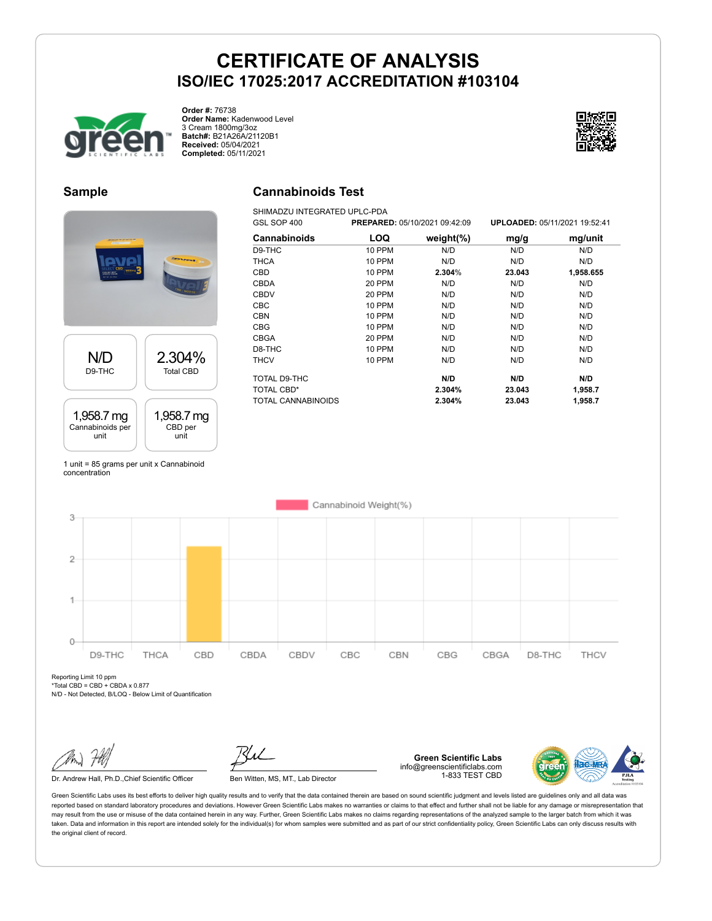# CERTIFICATE OF ANALYSIS

## ISO/IEC 17025:2017 ACCREDITATION #103104

**Order #:** 76738
**Order Name:** Kadenwood Level 3 Cream 1800mg/3oz
**Batch#:** B21A26A/21120B1
**Received:** 05/04/2021
**Completed:** 05/11/2021

## Sample

| N/D | 2.304% |
|---|---|
| D9-THC | Total CBD |

| 1,958.7 mg | 1,958.7 mg |
|---|---|
| Cannabinoids per unit | CBD per unit |

1 unit = 85 grams per unit x Cannabinoid concentration

## Cannabinoids Test

SHIMADZU INTEGRATED UPLC-PDA
GSL SOP 400 **PREPARED:** 05/10/2021 09:42:09 **UPLOADED:** 05/11/2021 19:52:41

| Cannabinoids | LOQ | weight(%) | mg/g | mg/unit |
|---|---|---|---|---|
| D9-THC | 10 PPM | N/D | N/D | N/D |
| THCA | 10 PPM | N/D | N/D | N/D |
| CBD | 10 PPM | **2.304%** | **23.043** | **1,958.655** |
| CBDA | 20 PPM | N/D | N/D | N/D |
| CBDV | 20 PPM | N/D | N/D | N/D |
| CBC | 10 PPM | N/D | N/D | N/D |
| CBN | 10 PPM | N/D | N/D | N/D |
| CBG | 10 PPM | N/D | N/D | N/D |
| CBGA | 20 PPM | N/D | N/D | N/D |
| D8-THC | 10 PPM | N/D | N/D | N/D |
| THCV | 10 PPM | N/D | N/D | N/D |
| TOTAL D9-THC | | **N/D** | **N/D** | **N/D** |
| TOTAL CBD* | | **2.304%** | **23.043** | **1,958.7** |
| TOTAL CANNABINOIDS | | **2.304%** | **23.043** | **1,958.7** |

Cannabinoid Weight(%)

Reporting Limit 10 ppm
*Total CBD = CBD + CBDA x 0.877
N/D - Not Detected, B/LOQ - Below Limit of Quantification

Dr. Andrew Hall, Ph.D.,Chief Scientific Officer

Ben Witten, MS, MT., Lab Director

**Green Scientific Labs**
info@greenscientificlabs.com
1-833 TEST CBD

Green Scientific Labs uses its best efforts to deliver high quality results and to verify that the data contained therein are based on sound scientific judgment and levels listed are guidelines only and all data was reported based on standard laboratory procedures and deviations. However Green Scientific Labs makes no warranties or claims to that effect and further shall not be liable for any damage or misrepresentation that may result from the use or misuse of the data contained herein in any way. Further, Green Scientific Labs makes no claims regarding representations of the analyzed sample to the larger batch from which it was taken. Data and information in this report are intended solely for the individual(s) for whom samples were submitted and as part of our strict confidentiality policy, Green Scientific Labs can only discuss results with the original client of record.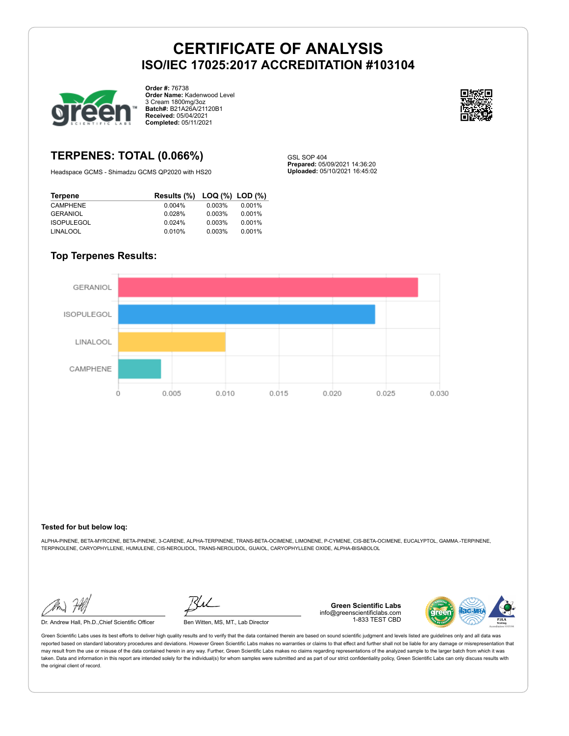# CERTIFICATE OF ANALYSIS

## ISO/IEC 17025:2017 ACCREDITATION #103104

**Order #:** 76738
**Order Name:** Kadenwood Level 3 Cream 1800mg/3oz
**Batch#:** B21A26A/21120B1
**Received:** 05/04/2021
**Completed:** 05/11/2021

## TERPENES: TOTAL (0.066%)

Headspace GCMS - Shimadzu GCMS QP2020 with HS20

GSL SOP 404
**Prepared:** 05/09/2021 14:36:20
**Uploaded:** 05/10/2021 16:45:02

| Terpene | Results (%) | LOQ (%) | LOD (%) |
|---|---|---|---|
| CAMPHENE | 0.004% | 0.003% | 0.001% |
| GERANIOL | 0.028% | 0.003% | 0.001% |
| ISOPULEGOL | 0.024% | 0.003% | 0.001% |
| LINALOOL | 0.010% | 0.003% | 0.001% |

### Top Terpenes Results:

| Terpene | Result |
|---|---|
| GERANIOL | 0.028 |
| ISOPULEGOL | 0.024 |
| LINALOOL | 0.010 |
| CAMPHENE | 0.004 |

**Tested for but below loq:**

ALPHA-PINENE, BETA-MYRCENE, BETA-PINENE, 3-CARENE, ALPHA-TERPINENE, TRANS-BETA-OCIMENE, LIMONENE, P-CYMENE, CIS-BETA-OCIMENE, EUCALYPTOL, GAMMA.-TERPINENE, TERPINOLENE, CARYOPHYLLENE, HUMULENE, CIS-NEROLIDOL, TRANS-NEROLIDOL, GUAIOL, CARYOPHYLLENE OXIDE, ALPHA-BISABOLOL

Dr. Andrew Hall, Ph.D.,Chief Scientific Officer

Ben Witten, MS, MT., Lab Director

**Green Scientific Labs**
info@greenscientificlabs.com
1-833 TEST CBD

Green Scientific Labs uses its best efforts to deliver high quality results and to verify that the data contained therein are based on sound scientific judgment and levels listed are guidelines only and all data was reported based on standard laboratory procedures and deviations. However Green Scientific Labs makes no warranties or claims to that effect and further shall not be liable for any damage or misrepresentation that may result from the use or misuse of the data contained herein in any way. Further, Green Scientific Labs makes no claims regarding representations of the analyzed sample to the larger batch from which it was taken. Data and information in this report are intended solely for the individual(s) for whom samples were submitted and as part of our strict confidentiality policy, Green Scientific Labs can only discuss results with the original client of record.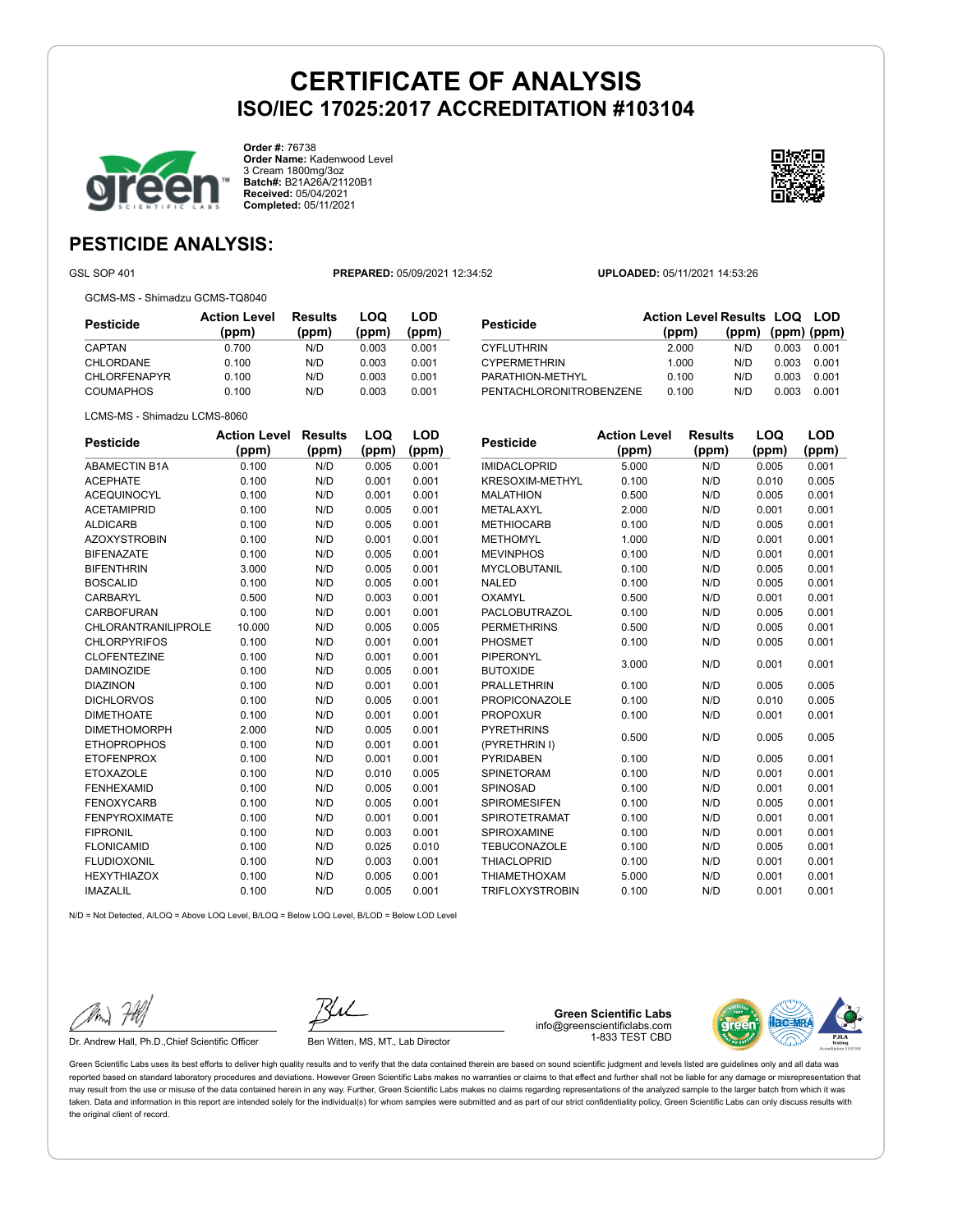# CERTIFICATE OF ANALYSIS

## ISO/IEC 17025:2017 ACCREDITATION #103104

**Order #:** 76738
**Order Name:** Kadenwood Level 3 Cream 1800mg/3oz
**Batch#:** B21A26A/21120B1
**Received:** 05/04/2021
**Completed:** 05/11/2021

## PESTICIDE ANALYSIS:

GSL SOP 401 **PREPARED:** 05/09/2021 12:34:52 **UPLOADED:** 05/11/2021 14:53:26

GCMS-MS - Shimadzu GCMS-TQ8040

| Pesticide | Action Level (ppm) | Results (ppm) | LOQ (ppm) | LOD (ppm) |
|---|---|---|---|---|
| CAPTAN | 0.700 | N/D | 0.003 | 0.001 |
| CHLORDANE | 0.100 | N/D | 0.003 | 0.001 |
| CHLORFENAPYR | 0.100 | N/D | 0.003 | 0.001 |
| COUMAPHOS | 0.100 | N/D | 0.003 | 0.001 |
| CYFLUTHRIN | 2.000 | N/D | 0.003 | 0.001 |
| CYPERMETHRIN | 1.000 | N/D | 0.003 | 0.001 |
| PARATHION-METHYL | 0.100 | N/D | 0.003 | 0.001 |
| PENTACHLORONITROBENZENE | 0.100 | N/D | 0.003 | 0.001 |

LCMS-MS - Shimadzu LCMS-8060

| Pesticide | Action Level (ppm) | Results (ppm) | LOQ (ppm) | LOD (ppm) |
|---|---|---|---|---|
| ABAMECTIN B1A | 0.100 | N/D | 0.005 | 0.001 |
| ACEPHATE | 0.100 | N/D | 0.001 | 0.001 |
| ACEQUINOCYL | 0.100 | N/D | 0.001 | 0.001 |
| ACETAMIPRID | 0.100 | N/D | 0.005 | 0.001 |
| ALDICARB | 0.100 | N/D | 0.005 | 0.001 |
| AZOXYSTROBIN | 0.100 | N/D | 0.001 | 0.001 |
| BIFENAZATE | 0.100 | N/D | 0.005 | 0.001 |
| BIFENTHRIN | 3.000 | N/D | 0.005 | 0.001 |
| BOSCALID | 0.100 | N/D | 0.005 | 0.001 |
| CARBARYL | 0.500 | N/D | 0.003 | 0.001 |
| CARBOFURAN | 0.100 | N/D | 0.001 | 0.001 |
| CHLORANTRANILIPROLE | 10.000 | N/D | 0.005 | 0.005 |
| CHLORPYRIFOS | 0.100 | N/D | 0.001 | 0.001 |
| CLOFENTEZINE | 0.100 | N/D | 0.001 | 0.001 |
| DAMINOZIDE | 0.100 | N/D | 0.005 | 0.001 |
| DIAZINON | 0.100 | N/D | 0.001 | 0.001 |
| DICHLORVOS | 0.100 | N/D | 0.005 | 0.001 |
| DIMETHOATE | 0.100 | N/D | 0.001 | 0.001 |
| DIMETHOMORPH | 2.000 | N/D | 0.005 | 0.001 |
| ETHOPROPHOS | 0.100 | N/D | 0.001 | 0.001 |
| ETOFENPROX | 0.100 | N/D | 0.001 | 0.001 |
| ETOXAZOLE | 0.100 | N/D | 0.010 | 0.005 |
| FENHEXAMID | 0.100 | N/D | 0.005 | 0.001 |
| FENOXYCARB | 0.100 | N/D | 0.005 | 0.001 |
| FENPYROXIMATE | 0.100 | N/D | 0.001 | 0.001 |
| FIPRONIL | 0.100 | N/D | 0.003 | 0.001 |
| FLONICAMID | 0.100 | N/D | 0.025 | 0.010 |
| FLUDIOXONIL | 0.100 | N/D | 0.003 | 0.001 |
| HEXYTHIAZOX | 0.100 | N/D | 0.005 | 0.001 |
| IMAZALIL | 0.100 | N/D | 0.005 | 0.001 |
| IMIDACLOPRID | 5.000 | N/D | 0.005 | 0.001 |
| KRESOXIM-METHYL | 0.100 | N/D | 0.010 | 0.005 |
| MALATHION | 0.500 | N/D | 0.005 | 0.001 |
| METALAXYL | 2.000 | N/D | 0.001 | 0.001 |
| METHIOCARB | 0.100 | N/D | 0.005 | 0.001 |
| METHOMYL | 1.000 | N/D | 0.001 | 0.001 |
| MEVINPHOS | 0.100 | N/D | 0.001 | 0.001 |
| MYCLOBUTANIL | 0.100 | N/D | 0.005 | 0.001 |
| NALED | 0.100 | N/D | 0.005 | 0.001 |
| OXAMYL | 0.500 | N/D | 0.001 | 0.001 |
| PACLOBUTRAZOL | 0.100 | N/D | 0.005 | 0.001 |
| PERMETHRINS | 0.500 | N/D | 0.005 | 0.001 |
| PHOSMET | 0.100 | N/D | 0.005 | 0.001 |
| PIPERONYL BUTOXIDE | 3.000 | N/D | 0.001 | 0.001 |
| PRALLETHRIN | 0.100 | N/D | 0.005 | 0.005 |
| PROPICONAZOLE | 0.100 | N/D | 0.010 | 0.005 |
| PROPOXUR | 0.100 | N/D | 0.001 | 0.001 |
| PYRETHRINS (PYRETHRIN I) | 0.500 | N/D | 0.005 | 0.005 |
| PYRIDABEN | 0.100 | N/D | 0.005 | 0.001 |
| SPINETORAM | 0.100 | N/D | 0.001 | 0.001 |
| SPINOSAD | 0.100 | N/D | 0.001 | 0.001 |
| SPIROMESIFEN | 0.100 | N/D | 0.005 | 0.001 |
| SPIROTETRAMAT | 0.100 | N/D | 0.001 | 0.001 |
| SPIROXAMINE | 0.100 | N/D | 0.001 | 0.001 |
| TEBUCONAZOLE | 0.100 | N/D | 0.005 | 0.001 |
| THIACLOPRID | 0.100 | N/D | 0.001 | 0.001 |
| THIAMETHOXAM | 5.000 | N/D | 0.001 | 0.001 |
| TRIFLOXYSTROBIN | 0.100 | N/D | 0.001 | 0.001 |

N/D = Not Detected, A/LOQ = Above LOQ Level, B/LOQ = Below LOQ Level, B/LOD = Below LOD Level

Dr. Andrew Hall, Ph.D.,Chief Scientific Officer

Ben Witten, MS, MT., Lab Director

**Green Scientific Labs**
info@greenscientificlabs.com
1-833 TEST CBD

Green Scientific Labs uses its best efforts to deliver high quality results and to verify that the data contained therein are based on sound scientific judgment and levels listed are guidelines only and all data was reported based on standard laboratory procedures and deviations. However Green Scientific Labs makes no warranties or claims to that effect and further shall not be liable for any damage or misrepresentation that may result from the use or misuse of the data contained herein in any way. Further, Green Scientific Labs makes no claims regarding representations of the analyzed sample to the larger batch from which it was taken. Data and information in this report are intended solely for the individual(s) for whom samples were submitted and as part of our strict confidentiality policy, Green Scientific Labs can only discuss results with the original client of record.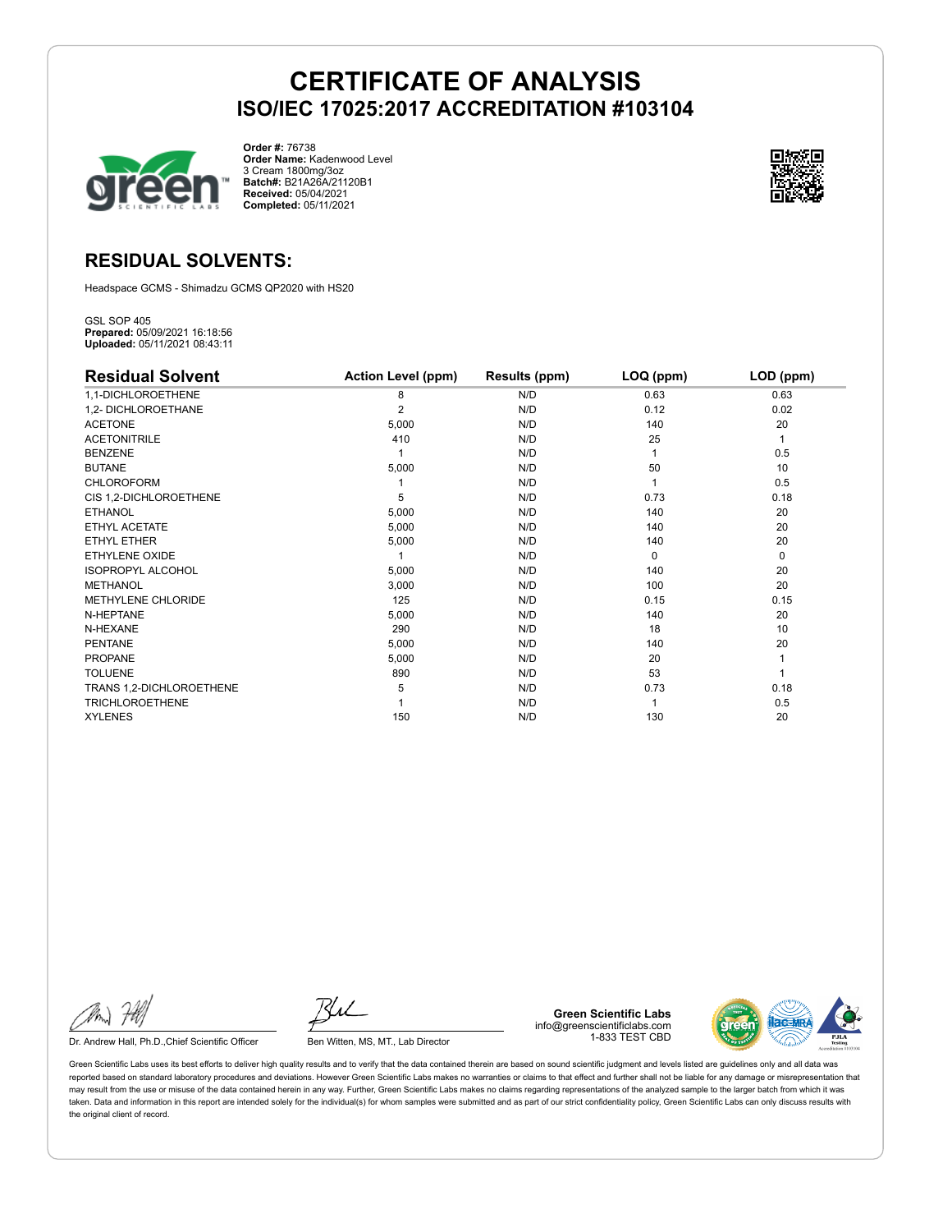# CERTIFICATE OF ANALYSIS
## ISO/IEC 17025:2017 ACCREDITATION #103104

**Order #:** 76738
**Order Name:** Kadenwood Level 3 Cream 1800mg/3oz
**Batch#:** B21A26A/21120B1
**Received:** 05/04/2021
**Completed:** 05/11/2021

## RESIDUAL SOLVENTS:

Headspace GCMS - Shimadzu GCMS QP2020 with HS20

GSL SOP 405
**Prepared:** 05/09/2021 16:18:56
**Uploaded:** 05/11/2021 08:43:11

| Residual Solvent | Action Level (ppm) | Results (ppm) | LOQ (ppm) | LOD (ppm) |
|---|---|---|---|---|
| 1,1-DICHLOROETHENE | 8 | N/D | 0.63 | 0.63 |
| 1,2- DICHLOROETHANE | 2 | N/D | 0.12 | 0.02 |
| ACETONE | 5,000 | N/D | 140 | 20 |
| ACETONITRILE | 410 | N/D | 25 | 1 |
| BENZENE | 1 | N/D | 1 | 0.5 |
| BUTANE | 5,000 | N/D | 50 | 10 |
| CHLOROFORM | 1 | N/D | 1 | 0.5 |
| CIS 1,2-DICHLOROETHENE | 5 | N/D | 0.73 | 0.18 |
| ETHANOL | 5,000 | N/D | 140 | 20 |
| ETHYL ACETATE | 5,000 | N/D | 140 | 20 |
| ETHYL ETHER | 5,000 | N/D | 140 | 20 |
| ETHYLENE OXIDE | 1 | N/D | 0 | 0 |
| ISOPROPYL ALCOHOL | 5,000 | N/D | 140 | 20 |
| METHANOL | 3,000 | N/D | 100 | 20 |
| METHYLENE CHLORIDE | 125 | N/D | 0.15 | 0.15 |
| N-HEPTANE | 5,000 | N/D | 140 | 20 |
| N-HEXANE | 290 | N/D | 18 | 10 |
| PENTANE | 5,000 | N/D | 140 | 20 |
| PROPANE | 5,000 | N/D | 20 | 1 |
| TOLUENE | 890 | N/D | 53 | 1 |
| TRANS 1,2-DICHLOROETHENE | 5 | N/D | 0.73 | 0.18 |
| TRICHLOROETHENE | 1 | N/D | 1 | 0.5 |
| XYLENES | 150 | N/D | 130 | 20 |

Dr. Andrew Hall, Ph.D.,Chief Scientific Officer

Ben Witten, MS, MT., Lab Director

**Green Scientific Labs**
info@greenscientificlabs.com
1-833 TEST CBD

Green Scientific Labs uses its best efforts to deliver high quality results and to verify that the data contained therein are based on sound scientific judgment and levels listed are guidelines only and all data was reported based on standard laboratory procedures and deviations. However Green Scientific Labs makes no warranties or claims to that effect and further shall not be liable for any damage or misrepresentation that may result from the use or misuse of the data contained herein in any way. Further, Green Scientific Labs makes no claims regarding representations of the analyzed sample to the larger batch from which it was taken. Data and information in this report are intended solely for the individual(s) for whom samples were submitted and as part of our strict confidentiality policy, Green Scientific Labs can only discuss results with the original client of record.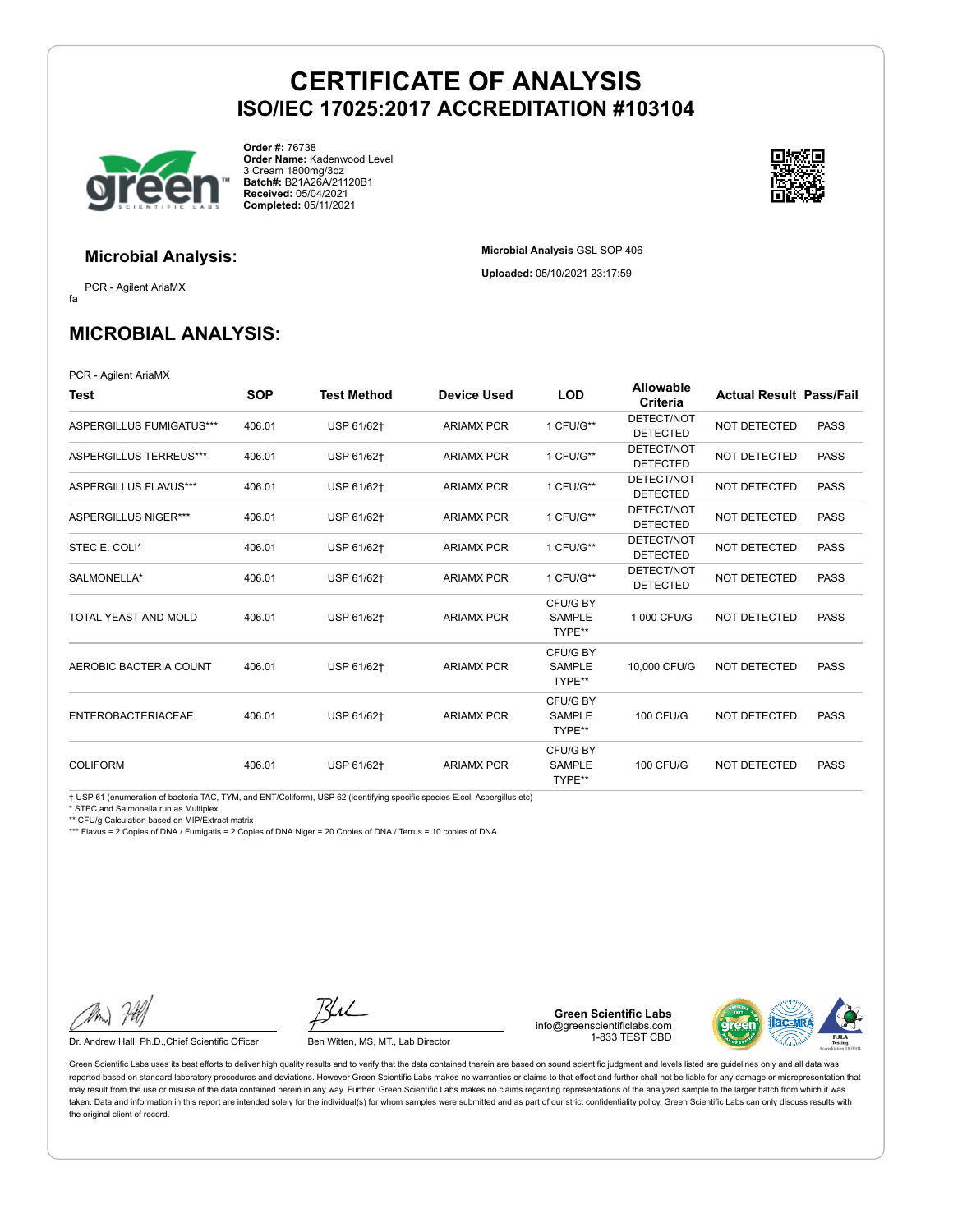# CERTIFICATE OF ANALYSIS
## ISO/IEC 17025:2017 ACCREDITATION #103104

**Order #:** 76738
**Order Name:** Kadenwood Level 3 Cream 1800mg/3oz
**Batch#:** B21A26A/21120B1
**Received:** 05/04/2021
**Completed:** 05/11/2021

### Microbial Analysis:

PCR - Agilent AriaMX

fa

**Microbial Analysis** GSL SOP 406

**Uploaded:** 05/10/2021 23:17:59

## MICROBIAL ANALYSIS:

PCR - Agilent AriaMX

| Test | SOP | Test Method | Device Used | LOD | Allowable Criteria | Actual Result | Pass/Fail |
|---|---|---|---|---|---|---|---|
| ASPERGILLUS FUMIGATUS*** | 406.01 | USP 61/62† | ARIAMX PCR | 1 CFU/G** | DETECT/NOT DETECTED | NOT DETECTED | PASS |
| ASPERGILLUS TERREUS*** | 406.01 | USP 61/62† | ARIAMX PCR | 1 CFU/G** | DETECT/NOT DETECTED | NOT DETECTED | PASS |
| ASPERGILLUS FLAVUS*** | 406.01 | USP 61/62† | ARIAMX PCR | 1 CFU/G** | DETECT/NOT DETECTED | NOT DETECTED | PASS |
| ASPERGILLUS NIGER*** | 406.01 | USP 61/62† | ARIAMX PCR | 1 CFU/G** | DETECT/NOT DETECTED | NOT DETECTED | PASS |
| STEC E. COLI* | 406.01 | USP 61/62† | ARIAMX PCR | 1 CFU/G** | DETECT/NOT DETECTED | NOT DETECTED | PASS |
| SALMONELLA* | 406.01 | USP 61/62† | ARIAMX PCR | 1 CFU/G** | DETECT/NOT DETECTED | NOT DETECTED | PASS |
| TOTAL YEAST AND MOLD | 406.01 | USP 61/62† | ARIAMX PCR | CFU/G BY SAMPLE TYPE** | 1,000 CFU/G | NOT DETECTED | PASS |
| AEROBIC BACTERIA COUNT | 406.01 | USP 61/62† | ARIAMX PCR | CFU/G BY SAMPLE TYPE** | 10,000 CFU/G | NOT DETECTED | PASS |
| ENTEROBACTERIACEAE | 406.01 | USP 61/62† | ARIAMX PCR | CFU/G BY SAMPLE TYPE** | 100 CFU/G | NOT DETECTED | PASS |
| COLIFORM | 406.01 | USP 61/62† | ARIAMX PCR | CFU/G BY SAMPLE TYPE** | 100 CFU/G | NOT DETECTED | PASS |

† USP 61 (enumeration of bacteria TAC, TYM, and ENT/Coliform), USP 62 (identifying specific species E.coli Aspergillus etc)
* STEC and Salmonella run as Multiplex
** CFU/g Calculation based on MIP/Extract matrix
*** Flavus = 2 Copies of DNA / Fumigatis = 2 Copies of DNA Niger = 20 Copies of DNA / Terrus = 10 copies of DNA

Dr. Andrew Hall, Ph.D.,Chief Scientific Officer

Ben Witten, MS, MT., Lab Director

**Green Scientific Labs**
info@greenscientificlabs.com
1-833 TEST CBD

Green Scientific Labs uses its best efforts to deliver high quality results and to verify that the data contained therein are based on sound scientific judgment and levels listed are guidelines only and all data was reported based on standard laboratory procedures and deviations. However Green Scientific Labs makes no warranties or claims to that effect and further shall not be liable for any damage or misrepresentation that may result from the use or misuse of the data contained herein in any way. Further, Green Scientific Labs makes no claims regarding representations of the analyzed sample to the larger batch from which it was taken. Data and information in this report are intended solely for the individual(s) for whom samples were submitted and as part of our strict confidentiality policy, Green Scientific Labs can only discuss results with the original client of record.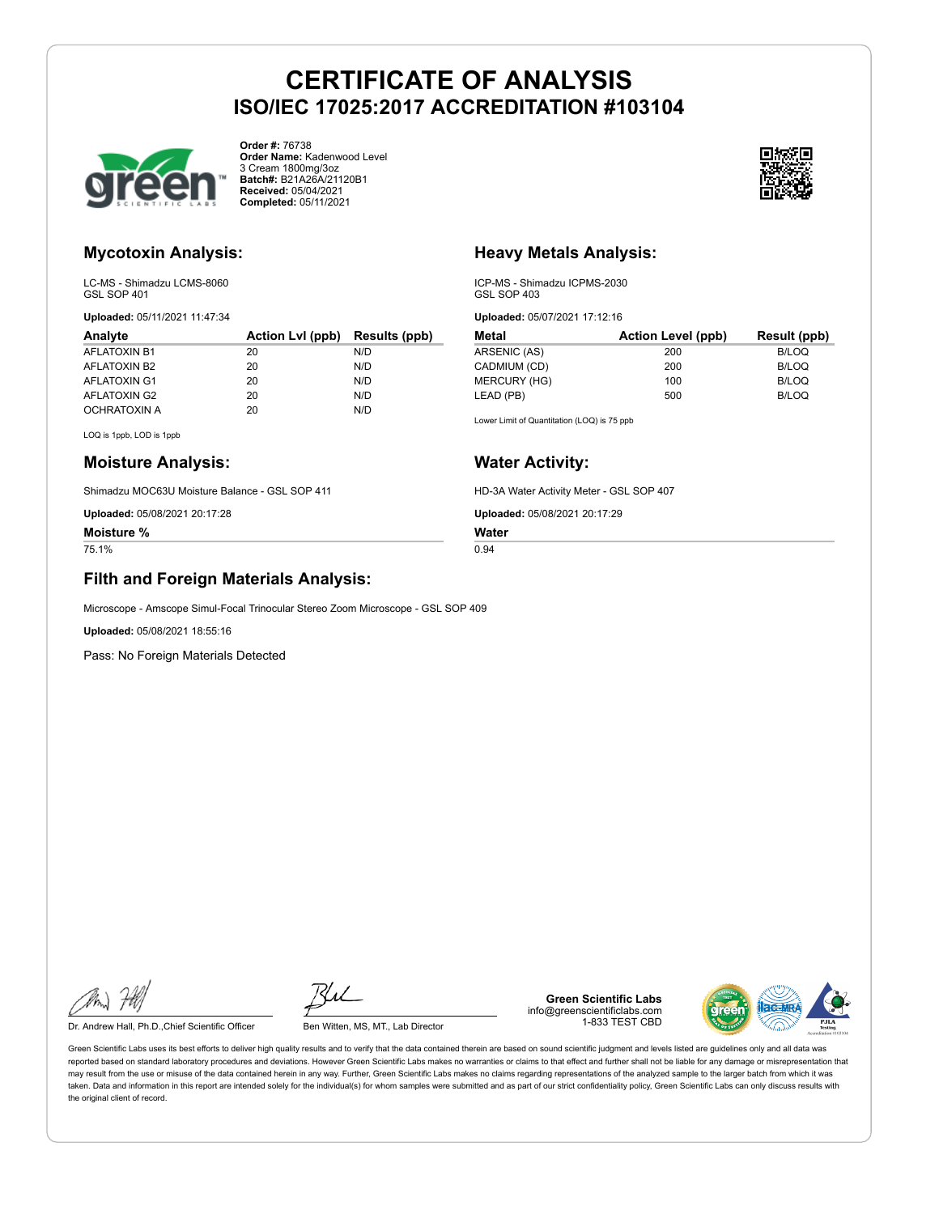# CERTIFICATE OF ANALYSIS

## ISO/IEC 17025:2017 ACCREDITATION #103104

**Order #:** 76738
**Order Name:** Kadenwood Level 3 Cream 1800mg/3oz
**Batch#:** B21A26A/21120B1
**Received:** 05/04/2021
**Completed:** 05/11/2021

## Mycotoxin Analysis:

LC-MS - Shimadzu LCMS-8060
GSL SOP 401

**Uploaded:** 05/11/2021 11:47:34

| Analyte | Action Lvl (ppb) | Results (ppb) |
|---|---|---|
| AFLATOXIN B1 | 20 | N/D |
| AFLATOXIN B2 | 20 | N/D |
| AFLATOXIN G1 | 20 | N/D |
| AFLATOXIN G2 | 20 | N/D |
| OCHRATOXIN A | 20 | N/D |

LOQ is 1ppb, LOD is 1ppb

## Heavy Metals Analysis:

ICP-MS - Shimadzu ICPMS-2030
GSL SOP 403

**Uploaded:** 05/07/2021 17:12:16

| Metal | Action Level (ppb) | Result (ppb) |
|---|---|---|
| ARSENIC (AS) | 200 | B/LOQ |
| CADMIUM (CD) | 200 | B/LOQ |
| MERCURY (HG) | 100 | B/LOQ |
| LEAD (PB) | 500 | B/LOQ |

Lower Limit of Quantitation (LOQ) is 75 ppb

## Moisture Analysis:

Shimadzu MOC63U Moisture Balance - GSL SOP 411

**Uploaded:** 05/08/2021 20:17:28

| Moisture % |
|---|
| 75.1% |

## Water Activity:

HD-3A Water Activity Meter - GSL SOP 407

**Uploaded:** 05/08/2021 20:17:29

| Water |
|---|
| 0.94 |

## Filth and Foreign Materials Analysis:

Microscope - Amscope Simul-Focal Trinocular Stereo Zoom Microscope - GSL SOP 409

**Uploaded:** 05/08/2021 18:55:16

Pass: No Foreign Materials Detected

Dr. Andrew Hall, Ph.D.,Chief Scientific Officer

Ben Witten, MS, MT., Lab Director

**Green Scientific Labs**
info@greenscientificlabs.com
1-833 TEST CBD

Green Scientific Labs uses its best efforts to deliver high quality results and to verify that the data contained therein are based on sound scientific judgment and levels listed are guidelines only and all data was reported based on standard laboratory procedures and deviations. However Green Scientific Labs makes no warranties or claims to that effect and further shall not be liable for any damage or misrepresentation that may result from the use or misuse of the data contained herein in any way. Further, Green Scientific Labs makes no claims regarding representations of the analyzed sample to the larger batch from which it was taken. Data and information in this report are intended solely for the individual(s) for whom samples were submitted and as part of our strict confidentiality policy, Green Scientific Labs can only discuss results with the original client of record.